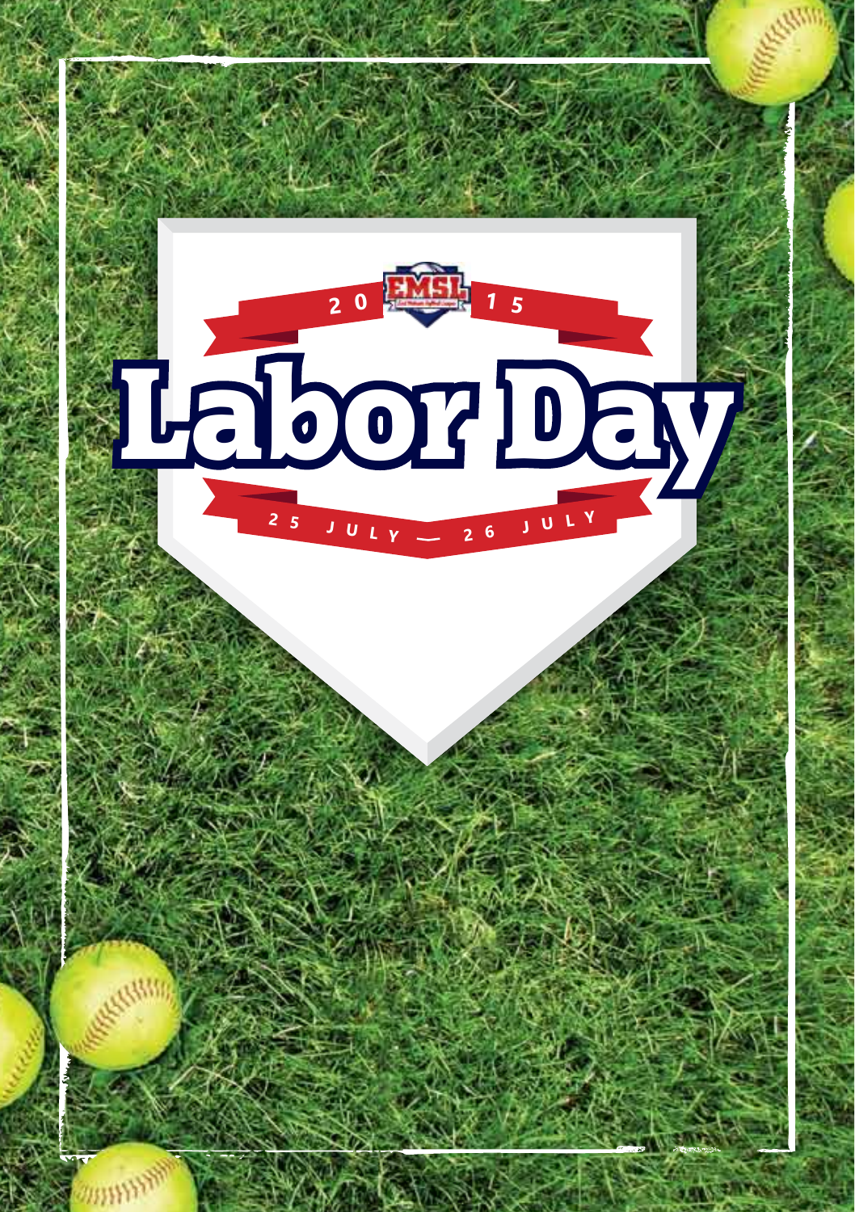2015

EMSL

# Labor Day

25 JULY — 26 JULY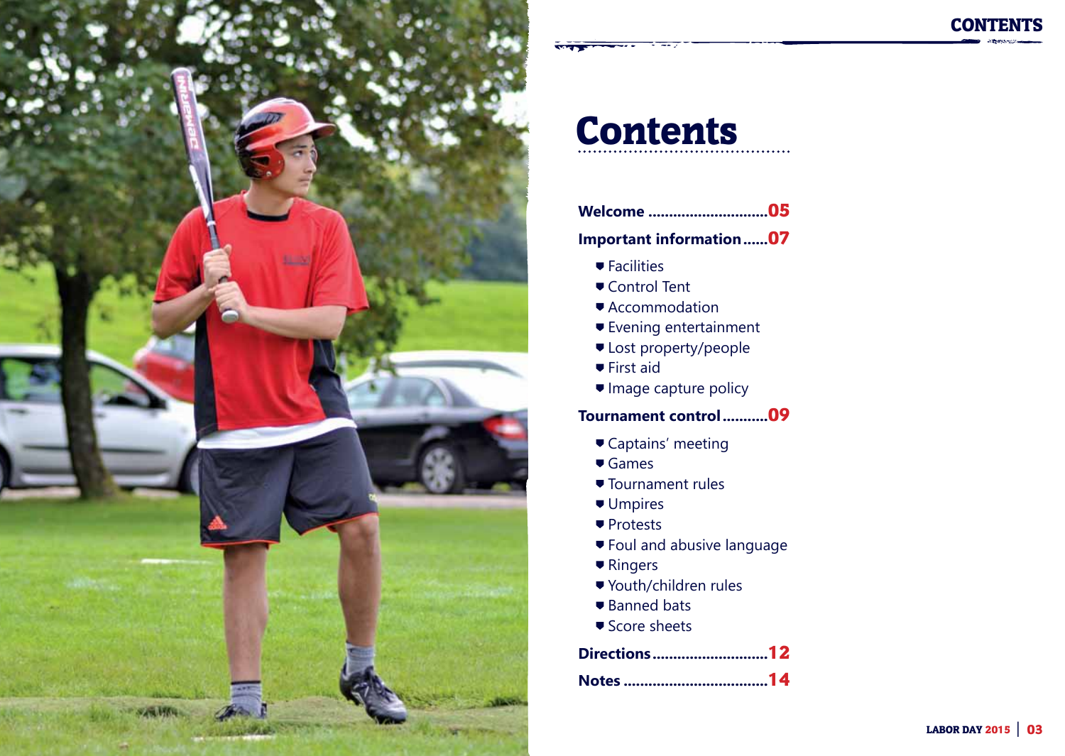# Contents

**Welcome** ............................**05**

**Important information**......**07**

- Facilities
- Control Tent
- Accommodation
- Evening entertainment
- Lost property/people
- First aid
- Image capture policy

**Tournament control**...........**09**

- Captains' meeting
- Games
- Tournament rules
- Umpires
- Protests
- Foul and abusive language
- Ringers
- Youth/children rules
- Banned bats
- Score sheets

**Directions**............................**12**

**Notes** ..................................**14**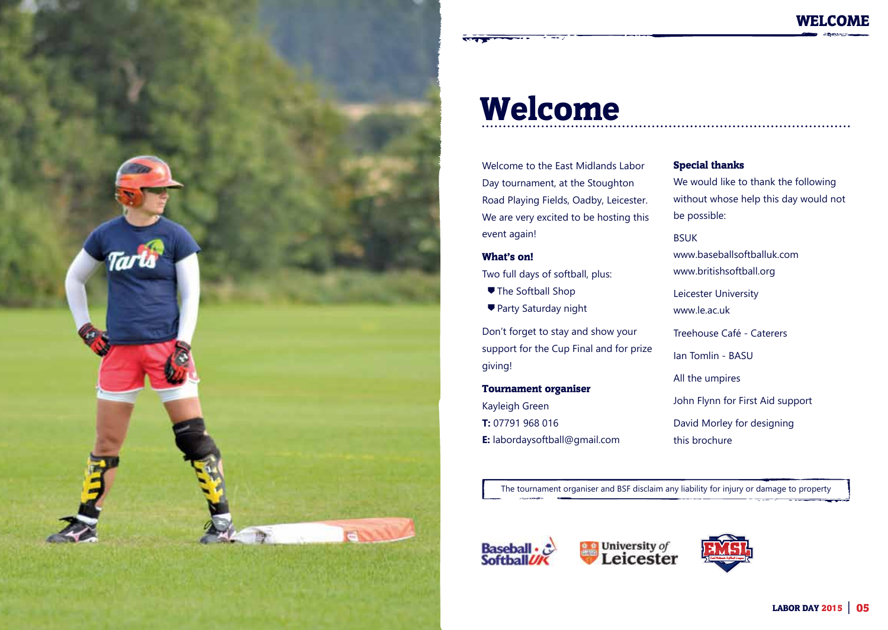# Welcome

Welcome to the East Midlands Labor Day tournament, at the Stoughton Road Playing Fields, Oadby, Leicester. We are very excited to be hosting this event again!

### What's on!

Two full days of softball, plus:

- The Softball Shop
- Party Saturday night

Don't forget to stay and show your support for the Cup Final and for prize giving!

### Tournament organiser

Kayleigh Green
**T:** 07791 968 016
**E:** labordaysoftball@gmail.com

### Special thanks

We would like to thank the following without whose help this day would not be possible:

BSUK
www.baseballsoftballuk.com
www.britishsoftball.org

Leicester University
www.le.ac.uk

Treehouse Café - Caterers

Ian Tomlin - BASU

All the umpires

John Flynn for First Aid support

David Morley for designing this brochure

The tournament organiser and BSF disclaim any liability for injury or damage to property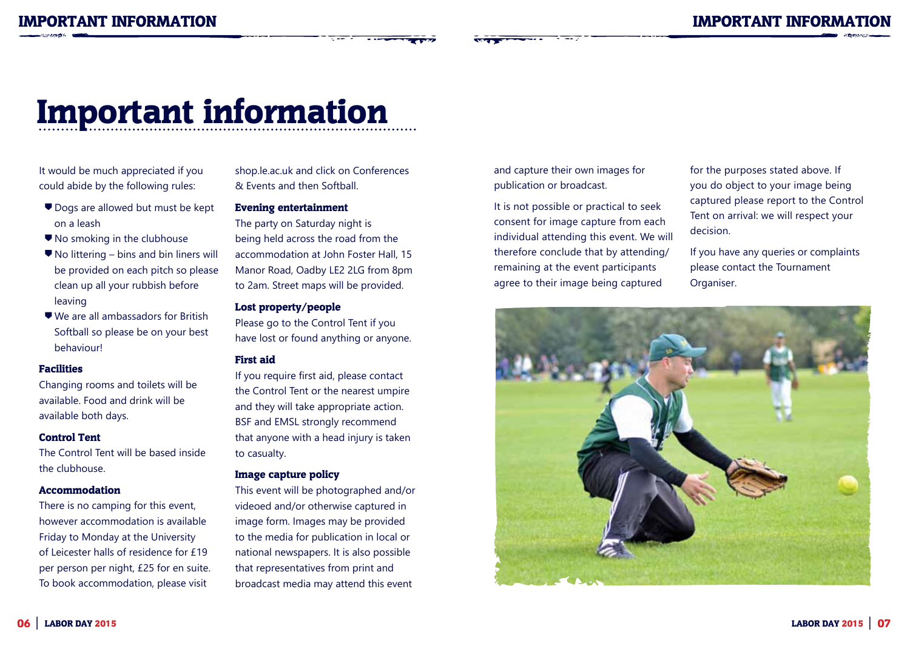# Important information

It would be much appreciated if you could abide by the following rules:

- Dogs are allowed but must be kept on a leash
- No smoking in the clubhouse
- No littering – bins and bin liners will be provided on each pitch so please clean up all your rubbish before leaving
- We are all ambassadors for British Softball so please be on your best behaviour!

### Facilities

Changing rooms and toilets will be available. Food and drink will be available both days.

### Control Tent

The Control Tent will be based inside the clubhouse.

### Accommodation

There is no camping for this event, however accommodation is available Friday to Monday at the University of Leicester halls of residence for £19 per person per night, £25 for en suite. To book accommodation, please visit shop.le.ac.uk and click on Conferences & Events and then Softball.

### Evening entertainment

The party on Saturday night is being held across the road from the accommodation at John Foster Hall, 15 Manor Road, Oadby LE2 2LG from 8pm to 2am. Street maps will be provided.

### Lost property/people

Please go to the Control Tent if you have lost or found anything or anyone.

### First aid

If you require first aid, please contact the Control Tent or the nearest umpire and they will take appropriate action. BSF and EMSL strongly recommend that anyone with a head injury is taken to casualty.

### Image capture policy

This event will be photographed and/or videoed and/or otherwise captured in image form. Images may be provided to the media for publication in local or national newspapers. It is also possible that representatives from print and broadcast media may attend this event and capture their own images for publication or broadcast.

It is not possible or practical to seek consent for image capture from each individual attending this event. We will therefore conclude that by attending/remaining at the event participants agree to their image being captured for the purposes stated above. If you do object to your image being captured please report to the Control Tent on arrival: we will respect your decision.

If you have any queries or complaints please contact the Tournament Organiser.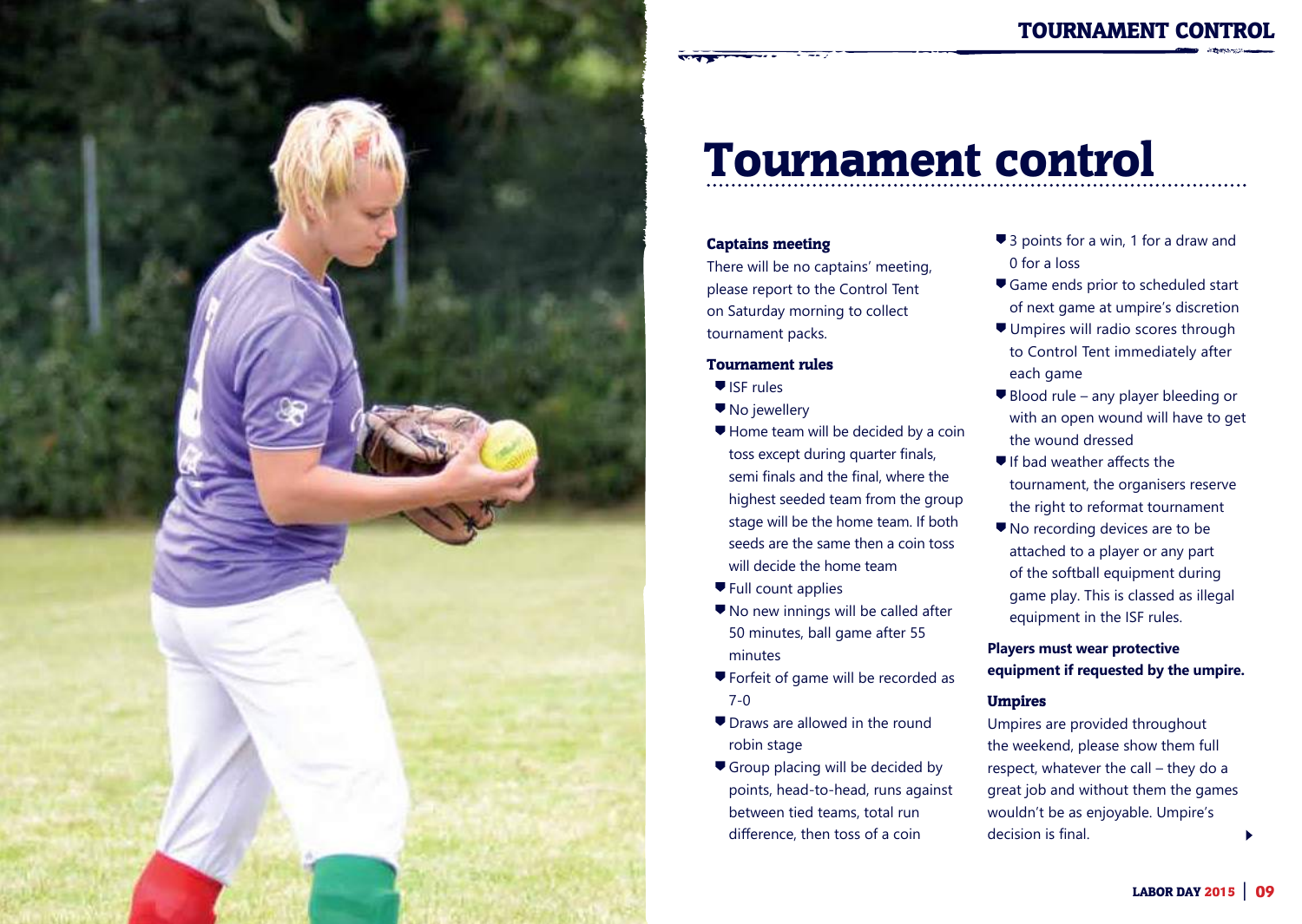# Tournament control

### Captains meeting

There will be no captains' meeting, please report to the Control Tent on Saturday morning to collect tournament packs.

### Tournament rules

- ISF rules
- No jewellery
- Home team will be decided by a coin toss except during quarter finals, semi finals and the final, where the highest seeded team from the group stage will be the home team. If both seeds are the same then a coin toss will decide the home team
- Full count applies
- No new innings will be called after 50 minutes, ball game after 55 minutes
- Forfeit of game will be recorded as 7-0
- Draws are allowed in the round robin stage
- Group placing will be decided by points, head-to-head, runs against between tied teams, total run difference, then toss of a coin
- 3 points for a win, 1 for a draw and 0 for a loss
- Game ends prior to scheduled start of next game at umpire's discretion
- Umpires will radio scores through to Control Tent immediately after each game
- Blood rule – any player bleeding or with an open wound will have to get the wound dressed
- If bad weather affects the tournament, the organisers reserve the right to reformat tournament
- No recording devices are to be attached to a player or any part of the softball equipment during game play. This is classed as illegal equipment in the ISF rules.

**Players must wear protective equipment if requested by the umpire.**

### Umpires

Umpires are provided throughout the weekend, please show them full respect, whatever the call – they do a great job and without them the games wouldn't be as enjoyable. Umpire's decision is final.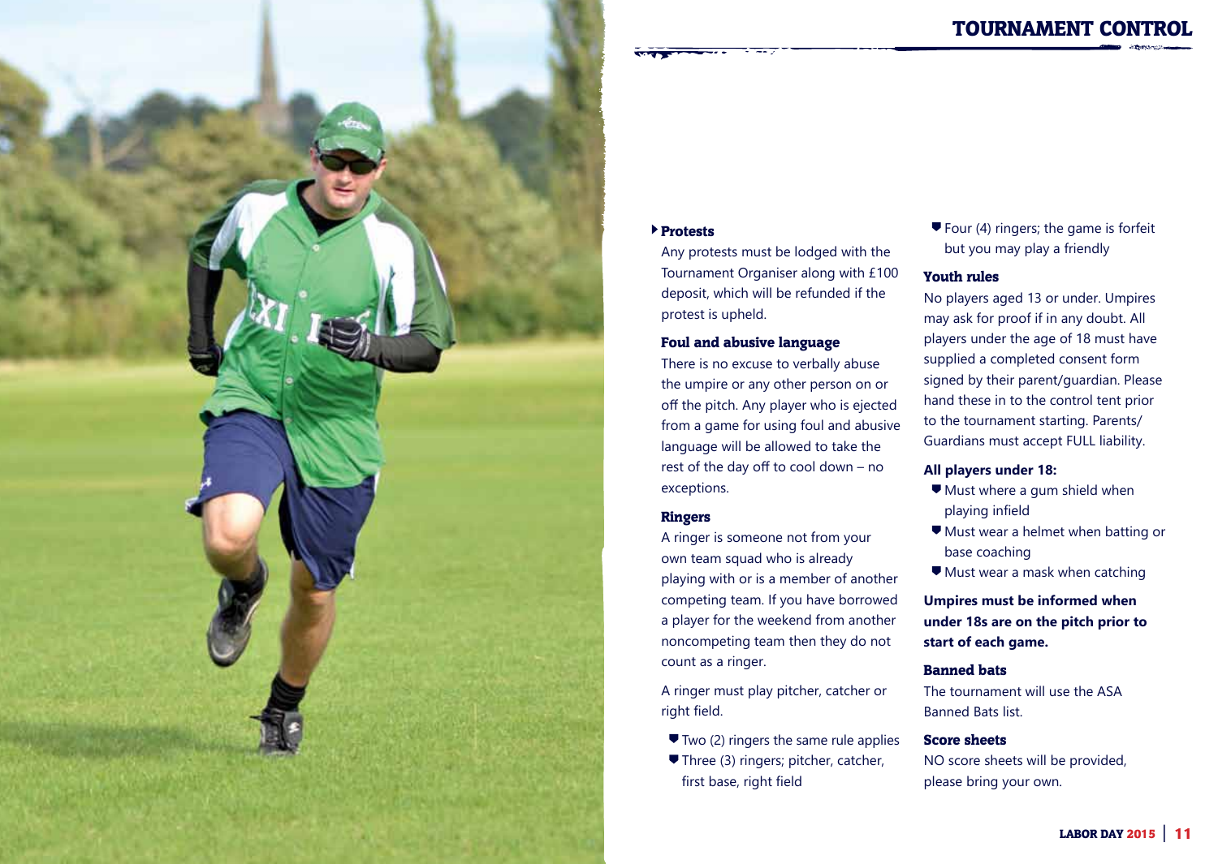## Protests

Any protests must be lodged with the Tournament Organiser along with £100 deposit, which will be refunded if the protest is upheld.

### Foul and abusive language

There is no excuse to verbally abuse the umpire or any other person on or off the pitch. Any player who is ejected from a game for using foul and abusive language will be allowed to take the rest of the day off to cool down – no exceptions.

### Ringers

A ringer is someone not from your own team squad who is already playing with or is a member of another competing team. If you have borrowed a player for the weekend from another noncompeting team then they do not count as a ringer.

A ringer must play pitcher, catcher or right field.

- Two (2) ringers the same rule applies
- Three (3) ringers; pitcher, catcher, first base, right field
- Four (4) ringers; the game is forfeit but you may play a friendly

### Youth rules

No players aged 13 or under. Umpires may ask for proof if in any doubt. All players under the age of 18 must have supplied a completed consent form signed by their parent/guardian. Please hand these in to the control tent prior to the tournament starting. Parents/ Guardians must accept FULL liability.

**All players under 18:**

- Must where a gum shield when playing infield
- Must wear a helmet when batting or base coaching
- Must wear a mask when catching

**Umpires must be informed when under 18s are on the pitch prior to start of each game.**

### Banned bats

The tournament will use the ASA Banned Bats list.

### Score sheets

NO score sheets will be provided, please bring your own.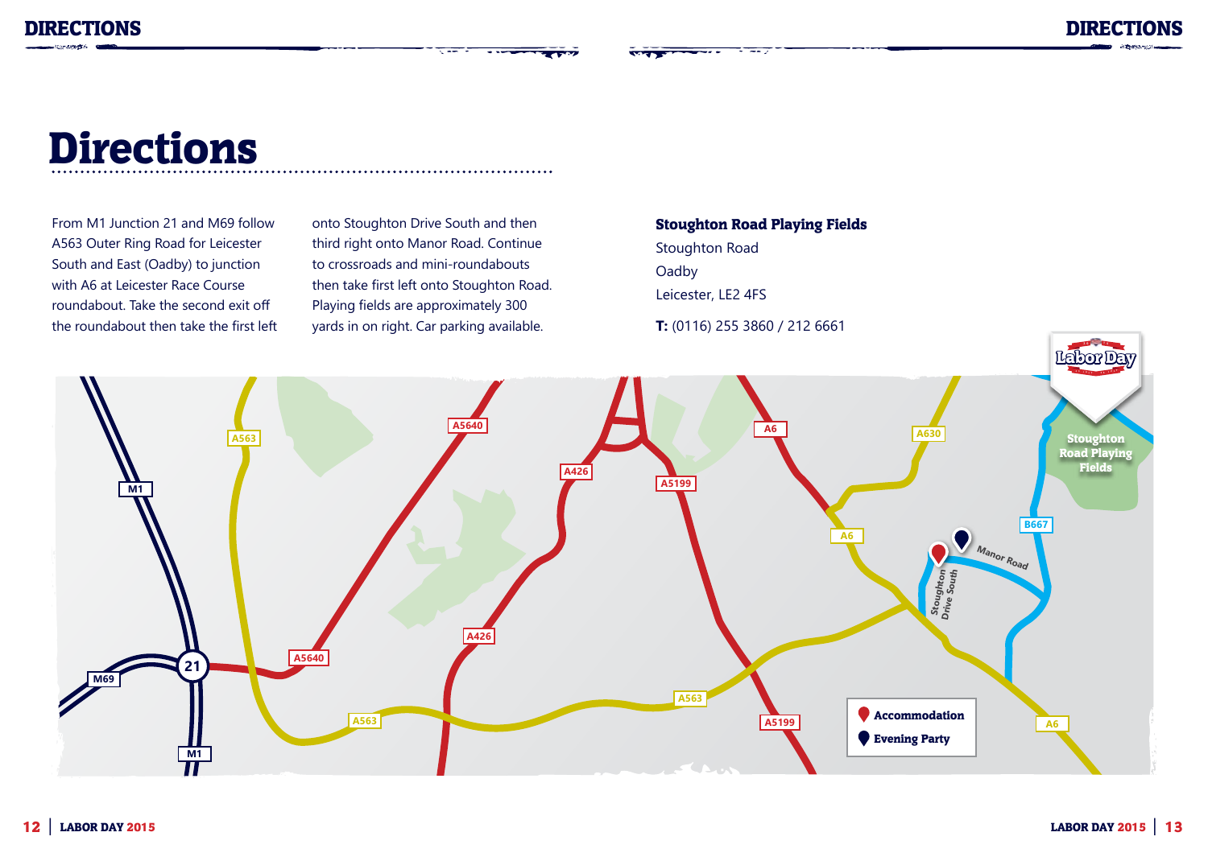# Directions

From M1 Junction 21 and M69 follow A563 Outer Ring Road for Leicester South and East (Oadby) to junction with A6 at Leicester Race Course roundabout. Take the second exit off the roundabout then take the first left onto Stoughton Drive South and then third right onto Manor Road. Continue to crossroads and mini-roundabouts then take first left onto Stoughton Road. Playing fields are approximately 300 yards in on right. Car parking available.

**Stoughton Road Playing Fields**
Stoughton Road
Oadby
Leicester, LE2 4FS

**T:** (0116) 255 3860 / 212 6661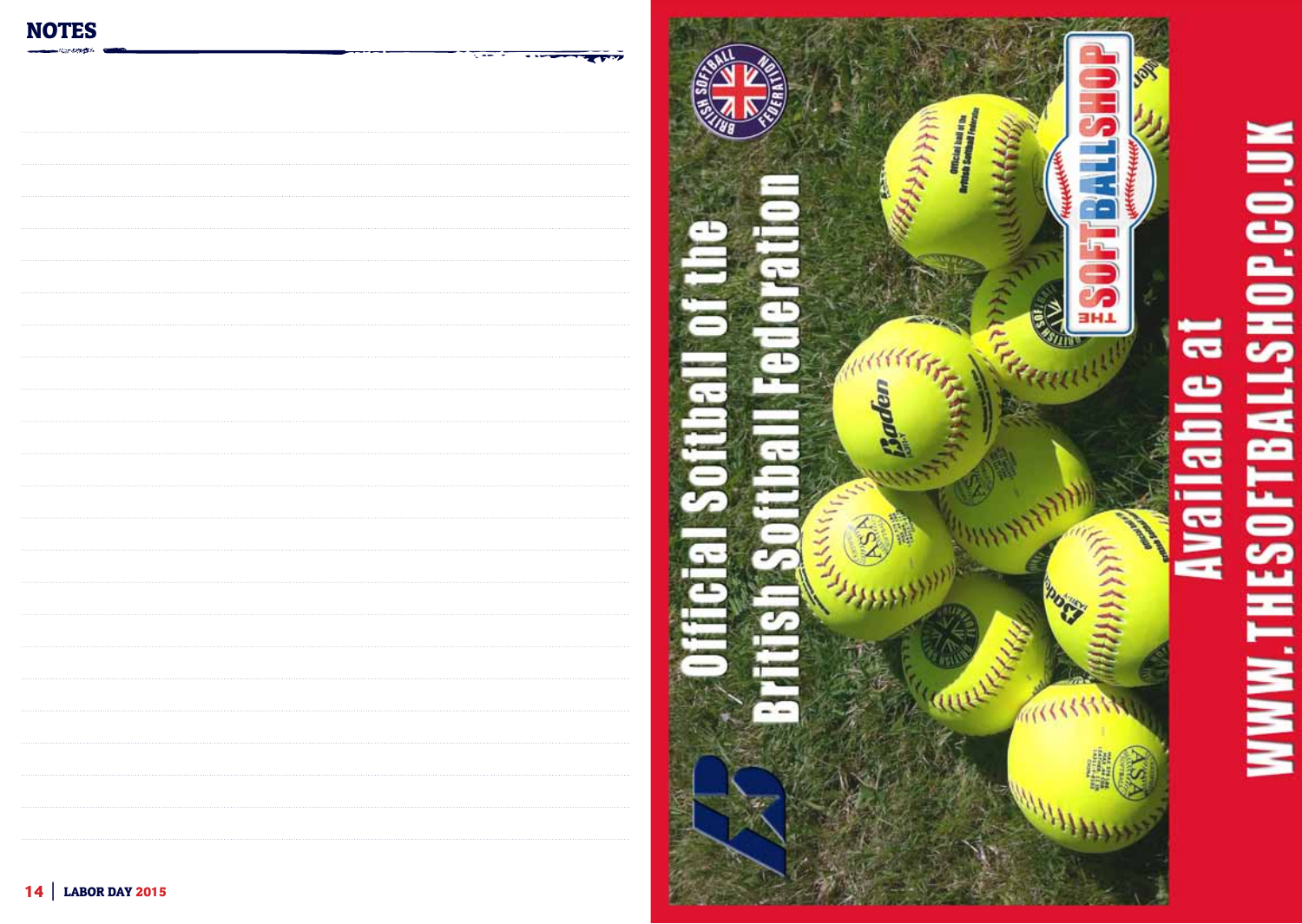## NOTES

# Official Softball of the British Softball Federation

Available at

WWW.THESOFTBALLSHOP.CO.UK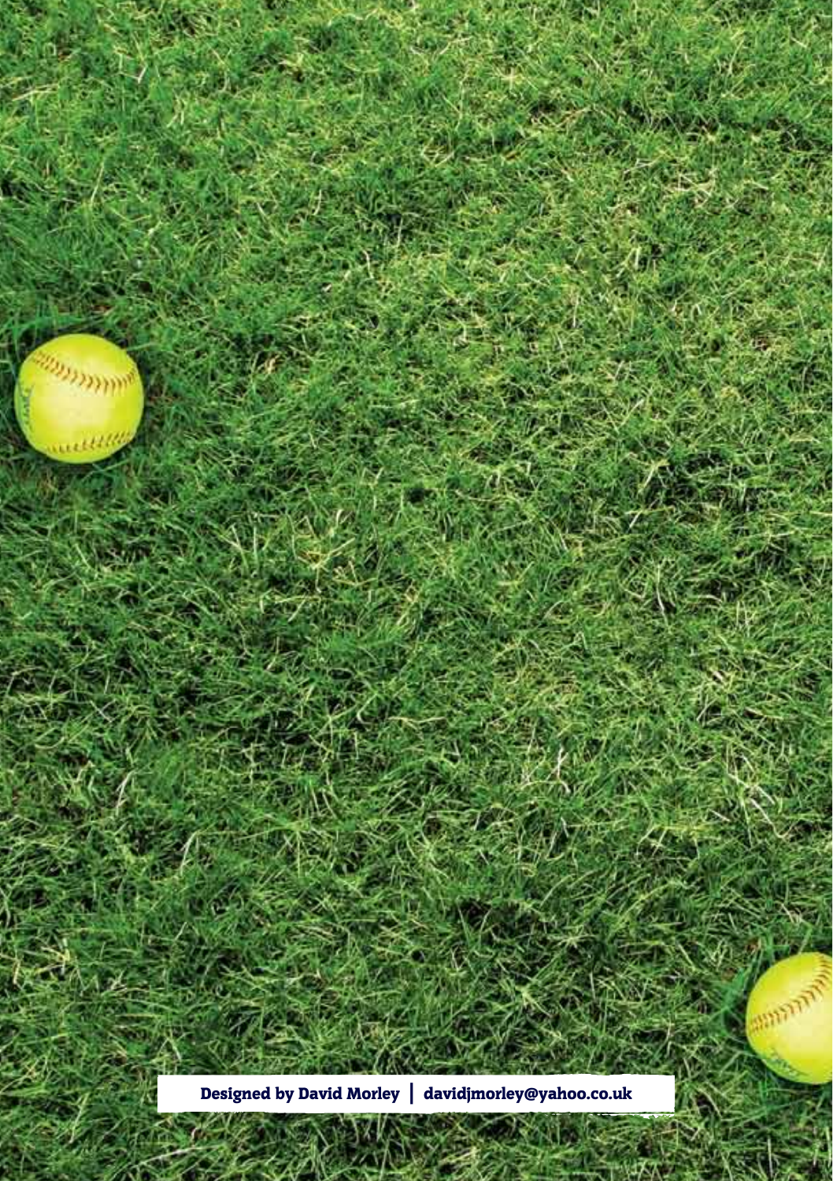**Designed by David Morley** | **davidjmorley@yahoo.co.uk**